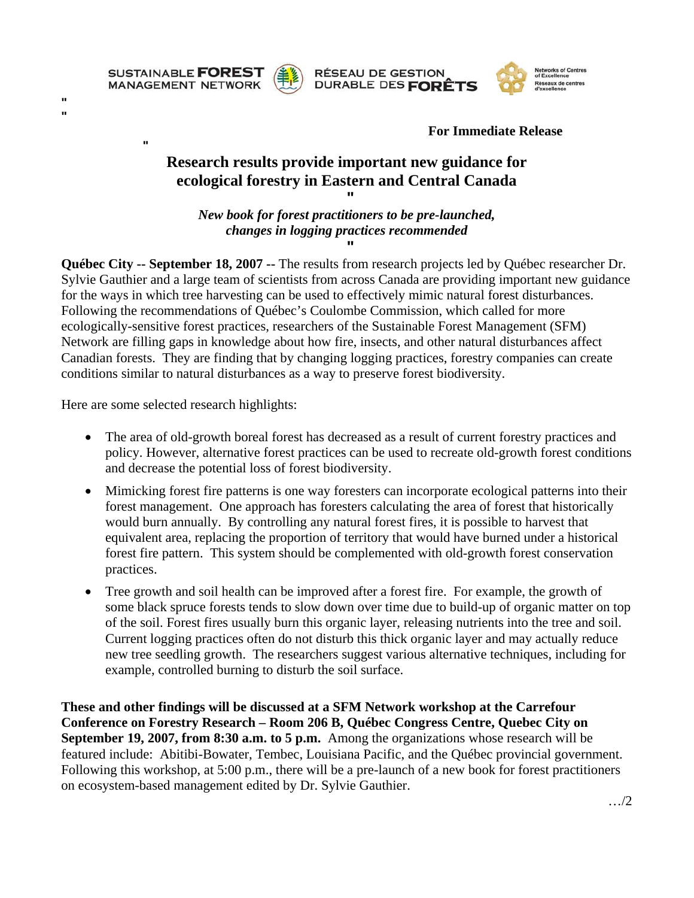SUSTAINABLE **FOREST** MANAGEMENT NETWORK — RÉSEAU DE GESTION DURABLE DES **FORÊTS** — Networks of Centres of Excellence / Réseaux de centres d'excellence

**For Immediate Release**

# Research results provide important new guidance for ecological forestry in Eastern and Central Canada

***New book for forest practitioners to be pre-launched, changes in logging practices recommended***

**Québec City -- September 18, 2007 --** The results from research projects led by Québec researcher Dr. Sylvie Gauthier and a large team of scientists from across Canada are providing important new guidance for the ways in which tree harvesting can be used to effectively mimic natural forest disturbances. Following the recommendations of Québec's Coulombe Commission, which called for more ecologically-sensitive forest practices, researchers of the Sustainable Forest Management (SFM) Network are filling gaps in knowledge about how fire, insects, and other natural disturbances affect Canadian forests. They are finding that by changing logging practices, forestry companies can create conditions similar to natural disturbances as a way to preserve forest biodiversity.

Here are some selected research highlights:

- The area of old-growth boreal forest has decreased as a result of current forestry practices and policy. However, alternative forest practices can be used to recreate old-growth forest conditions and decrease the potential loss of forest biodiversity.
- Mimicking forest fire patterns is one way foresters can incorporate ecological patterns into their forest management. One approach has foresters calculating the area of forest that historically would burn annually. By controlling any natural forest fires, it is possible to harvest that equivalent area, replacing the proportion of territory that would have burned under a historical forest fire pattern. This system should be complemented with old-growth forest conservation practices.
- Tree growth and soil health can be improved after a forest fire. For example, the growth of some black spruce forests tends to slow down over time due to build-up of organic matter on top of the soil. Forest fires usually burn this organic layer, releasing nutrients into the tree and soil. Current logging practices often do not disturb this thick organic layer and may actually reduce new tree seedling growth. The researchers suggest various alternative techniques, including for example, controlled burning to disturb the soil surface.

**These and other findings will be discussed at a SFM Network workshop at the Carrefour Conference on Forestry Research – Room 206 B, Québec Congress Centre, Quebec City on September 19, 2007, from 8:30 a.m. to 5 p.m.** Among the organizations whose research will be featured include: Abitibi-Bowater, Tembec, Louisiana Pacific, and the Québec provincial government. Following this workshop, at 5:00 p.m., there will be a pre-launch of a new book for forest practitioners on ecosystem-based management edited by Dr. Sylvie Gauthier.

…/2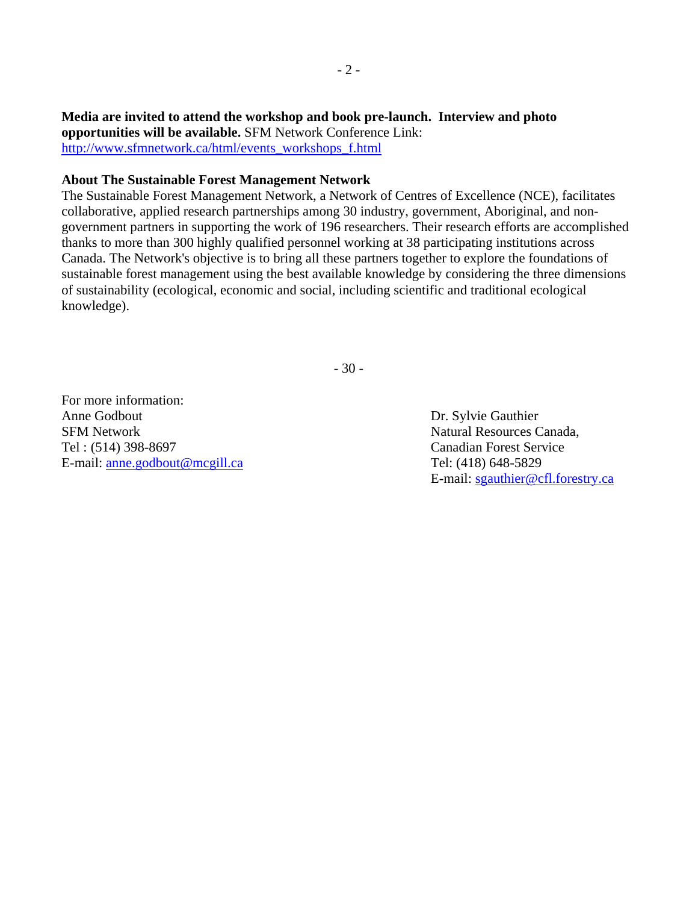**Media are invited to attend the workshop and book pre-launch. Interview and photo opportunities will be available.** SFM Network Conference Link: http://www.sfmnetwork.ca/html/events_workshops_f.html

**About The Sustainable Forest Management Network**

The Sustainable Forest Management Network, a Network of Centres of Excellence (NCE), facilitates collaborative, applied research partnerships among 30 industry, government, Aboriginal, and non-government partners in supporting the work of 196 researchers. Their research efforts are accomplished thanks to more than 300 highly qualified personnel working at 38 participating institutions across Canada. The Network's objective is to bring all these partners together to explore the foundations of sustainable forest management using the best available knowledge by considering the three dimensions of sustainability (ecological, economic and social, including scientific and traditional ecological knowledge).

- 30 -

For more information:

Anne Godbout
SFM Network
Tel : (514) 398-8697
E-mail: anne.godbout@mcgill.ca

Dr. Sylvie Gauthier
Natural Resources Canada,
Canadian Forest Service
Tel: (418) 648-5829
E-mail: sgauthier@cfl.forestry.ca